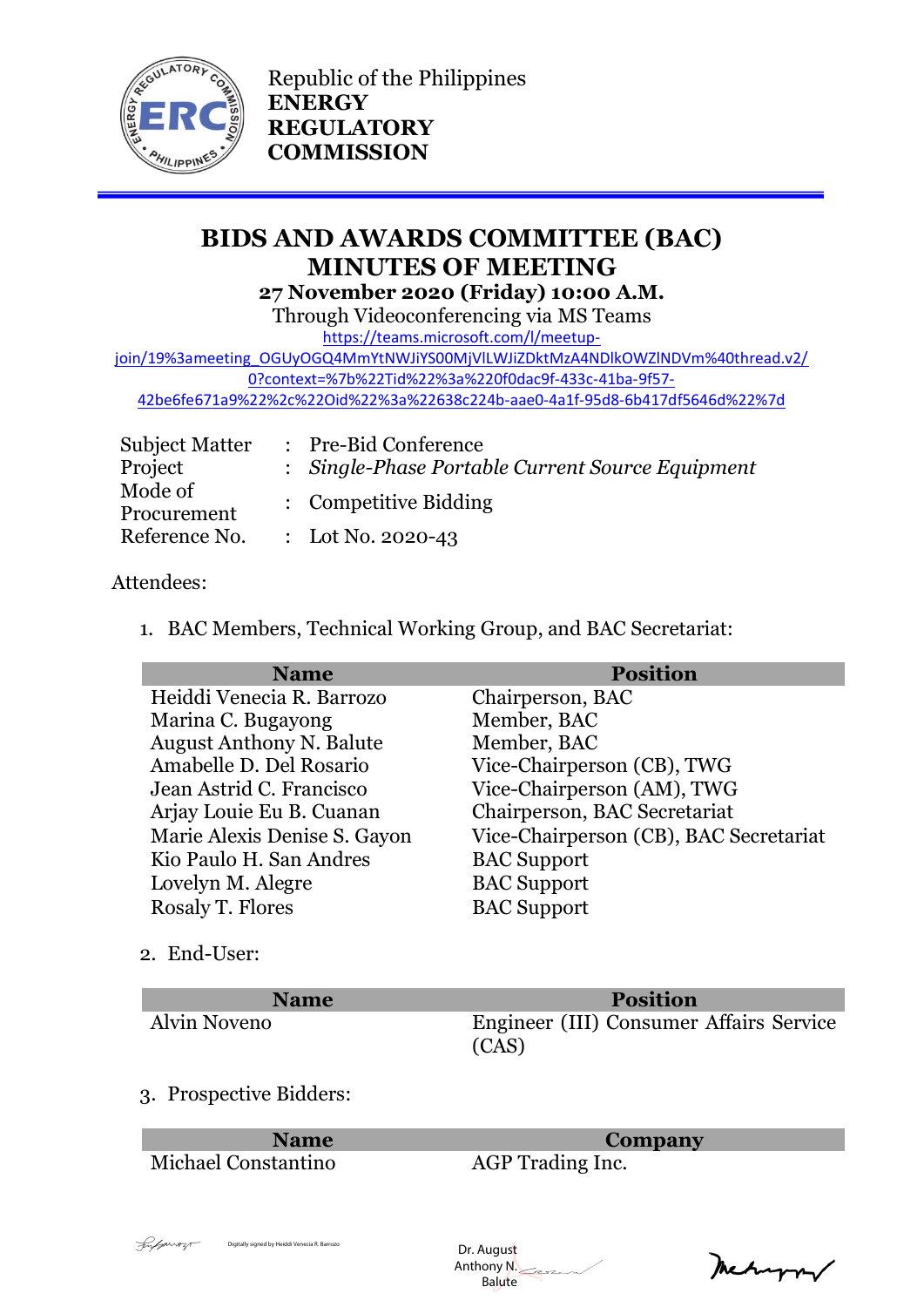Republic of the Philippines
**ENERGY REGULATORY COMMISSION**

# BIDS AND AWARDS COMMITTEE (BAC) MINUTES OF MEETING

**27 November 2020 (Friday) 10:00 A.M.**

Through Videoconferencing via MS Teams

https://teams.microsoft.com/l/meetup-join/19%3ameeting_OGUyOGQ4MmYtNWJiYS00MjVlLWJiZDktMzA4NDlkOWZlNDVm%40thread.v2/0?context=%7b%22Tid%22%3a%220f0dac9f-433c-41ba-9f57-42be6fe671a9%22%2c%22Oid%22%3a%22638c224b-aae0-4a1f-95d8-6b417df5646d%22%7d

| | | |
|---|---|---|
| Subject Matter | : | Pre-Bid Conference |
| Project | : | *Single-Phase Portable Current Source Equipment* |
| Mode of Procurement | : | Competitive Bidding |
| Reference No. | : | Lot No. 2020-43 |

Attendees:

1. BAC Members, Technical Working Group, and BAC Secretariat:

| Name | Position |
|---|---|
| Heiddi Venecia R. Barrozo | Chairperson, BAC |
| Marina C. Bugayong | Member, BAC |
| August Anthony N. Balute | Member, BAC |
| Amabelle D. Del Rosario | Vice-Chairperson (CB), TWG |
| Jean Astrid C. Francisco | Vice-Chairperson (AM), TWG |
| Arjay Louie Eu B. Cuanan | Chairperson, BAC Secretariat |
| Marie Alexis Denise S. Gayon | Vice-Chairperson (CB), BAC Secretariat |
| Kio Paulo H. San Andres | BAC Support |
| Lovelyn M. Alegre | BAC Support |
| Rosaly T. Flores | BAC Support |

2. End-User:

| Name | Position |
|---|---|
| Alvin Noveno | Engineer (III) Consumer Affairs Service (CAS) |

3. Prospective Bidders:

| Name | Company |
|---|---|
| Michael Constantino | AGP Trading Inc. |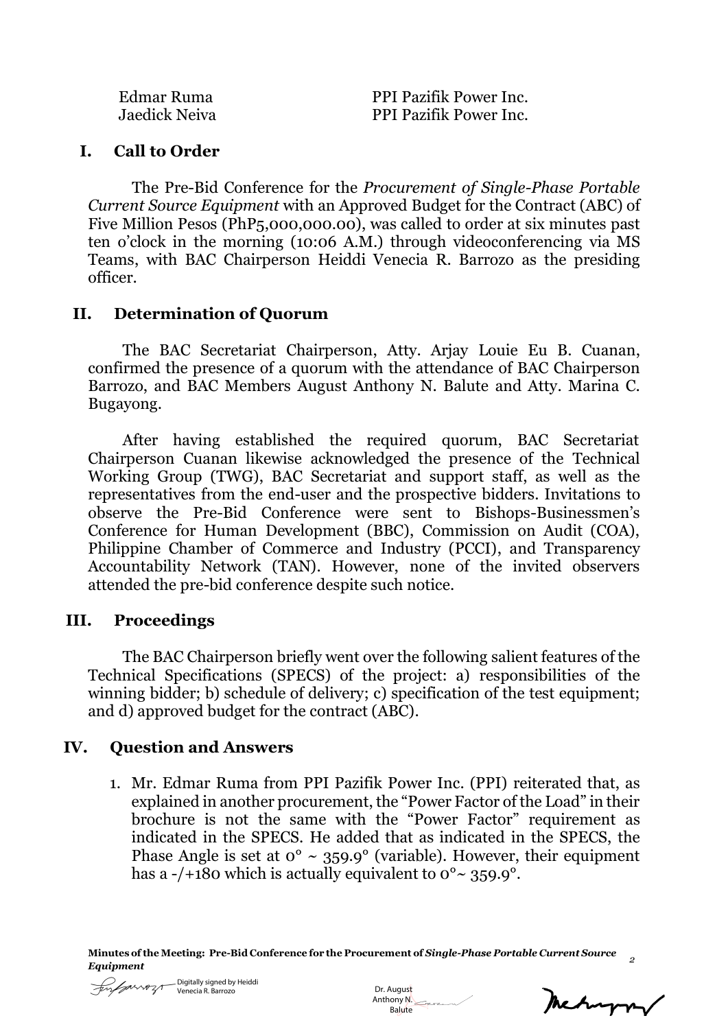| | |
|---|---|
| Edmar Ruma | PPI Pazifik Power Inc. |
| Jaedick Neiva | PPI Pazifik Power Inc. |

## I. Call to Order

The Pre-Bid Conference for the *Procurement of Single-Phase Portable Current Source Equipment* with an Approved Budget for the Contract (ABC) of Five Million Pesos (PhP5,000,000.00), was called to order at six minutes past ten o'clock in the morning (10:06 A.M.) through videoconferencing via MS Teams, with BAC Chairperson Heiddi Venecia R. Barrozo as the presiding officer.

## II. Determination of Quorum

The BAC Secretariat Chairperson, Atty. Arjay Louie Eu B. Cuanan, confirmed the presence of a quorum with the attendance of BAC Chairperson Barrozo, and BAC Members August Anthony N. Balute and Atty. Marina C. Bugayong.

After having established the required quorum, BAC Secretariat Chairperson Cuanan likewise acknowledged the presence of the Technical Working Group (TWG), BAC Secretariat and support staff, as well as the representatives from the end-user and the prospective bidders. Invitations to observe the Pre-Bid Conference were sent to Bishops-Businessmen's Conference for Human Development (BBC), Commission on Audit (COA), Philippine Chamber of Commerce and Industry (PCCI), and Transparency Accountability Network (TAN). However, none of the invited observers attended the pre-bid conference despite such notice.

## III. Proceedings

The BAC Chairperson briefly went over the following salient features of the Technical Specifications (SPECS) of the project: a) responsibilities of the winning bidder; b) schedule of delivery; c) specification of the test equipment; and d) approved budget for the contract (ABC).

## IV. Question and Answers

1. Mr. Edmar Ruma from PPI Pazifik Power Inc. (PPI) reiterated that, as explained in another procurement, the "Power Factor of the Load" in their brochure is not the same with the "Power Factor" requirement as indicated in the SPECS. He added that as indicated in the SPECS, the Phase Angle is set at 0° ~ 359.9° (variable). However, their equipment has a -/+180 which is actually equivalent to 0°~ 359.9°.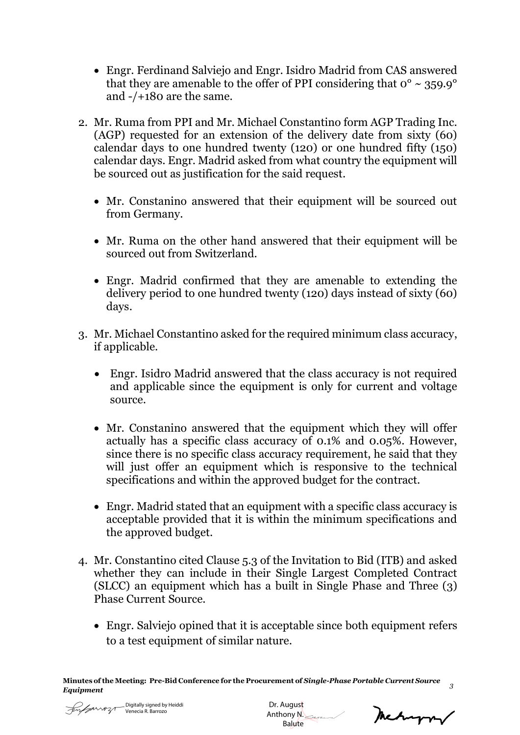- Engr. Ferdinand Salviejo and Engr. Isidro Madrid from CAS answered that they are amenable to the offer of PPI considering that 0° ~ 359.9° and -/+180 are the same.

2. Mr. Ruma from PPI and Mr. Michael Constantino form AGP Trading Inc. (AGP) requested for an extension of the delivery date from sixty (60) calendar days to one hundred twenty (120) or one hundred fifty (150) calendar days. Engr. Madrid asked from what country the equipment will be sourced out as justification for the said request.

   - Mr. Constanino answered that their equipment will be sourced out from Germany.

   - Mr. Ruma on the other hand answered that their equipment will be sourced out from Switzerland.

   - Engr. Madrid confirmed that they are amenable to extending the delivery period to one hundred twenty (120) days instead of sixty (60) days.

3. Mr. Michael Constantino asked for the required minimum class accuracy, if applicable.

   - Engr. Isidro Madrid answered that the class accuracy is not required and applicable since the equipment is only for current and voltage source.

   - Mr. Constanino answered that the equipment which they will offer actually has a specific class accuracy of 0.1% and 0.05%. However, since there is no specific class accuracy requirement, he said that they will just offer an equipment which is responsive to the technical specifications and within the approved budget for the contract.

   - Engr. Madrid stated that an equipment with a specific class accuracy is acceptable provided that it is within the minimum specifications and the approved budget.

4. Mr. Constantino cited Clause 5.3 of the Invitation to Bid (ITB) and asked whether they can include in their Single Largest Completed Contract (SLCC) an equipment which has a built in Single Phase and Three (3) Phase Current Source.

   - Engr. Salviejo opined that it is acceptable since both equipment refers to a test equipment of similar nature.

Digitally signed by Heiddi Venecia R. Barrozo

Dr. August Anthony N. Balute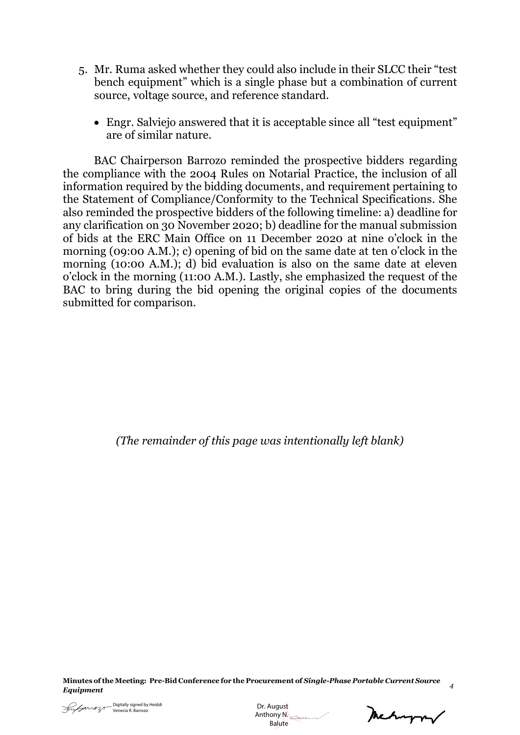5. Mr. Ruma asked whether they could also include in their SLCC their "test bench equipment" which is a single phase but a combination of current source, voltage source, and reference standard.

   - Engr. Salviejo answered that it is acceptable since all "test equipment" are of similar nature.

BAC Chairperson Barrozo reminded the prospective bidders regarding the compliance with the 2004 Rules on Notarial Practice, the inclusion of all information required by the bidding documents, and requirement pertaining to the Statement of Compliance/Conformity to the Technical Specifications. She also reminded the prospective bidders of the following timeline: a) deadline for any clarification on 30 November 2020; b) deadline for the manual submission of bids at the ERC Main Office on 11 December 2020 at nine o'clock in the morning (09:00 A.M.); c) opening of bid on the same date at ten o'clock in the morning (10:00 A.M.); d) bid evaluation is also on the same date at eleven o'clock in the morning (11:00 A.M.). Lastly, she emphasized the request of the BAC to bring during the bid opening the original copies of the documents submitted for comparison.

*(The remainder of this page was intentionally left blank)*

Digitally signed by Heiddi Venecia R. Barrozo

Dr. August Anthony N. Balute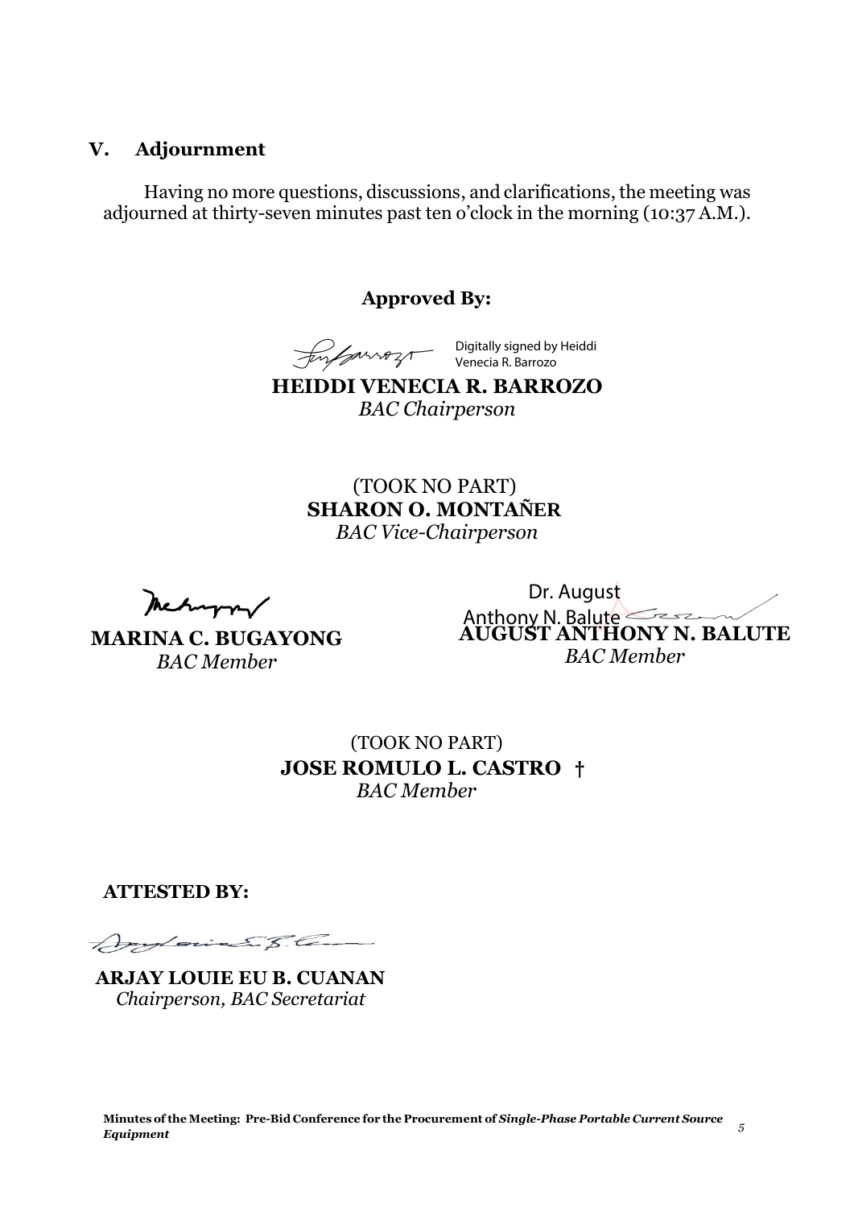## V. Adjournment

Having no more questions, discussions, and clarifications, the meeting was adjourned at thirty-seven minutes past ten o'clock in the morning (10:37 A.M.).

**Approved By:**

Digitally signed by Heiddi Venecia R. Barrozo

**HEIDDI VENECIA R. BARROZO**
*BAC Chairperson*

(TOOK NO PART)
**SHARON O. MONTAÑER**
*BAC Vice-Chairperson*

**MARINA C. BUGAYONG**
*BAC Member*

Dr. August Anthony N. Balute
**AUGUST ANTHONY N. BALUTE**
*BAC Member*

(TOOK NO PART)
**JOSE ROMULO L. CASTRO †**
*BAC Member*

**ATTESTED BY:**

**ARJAY LOUIE EU B. CUANAN**
*Chairperson, BAC Secretariat*